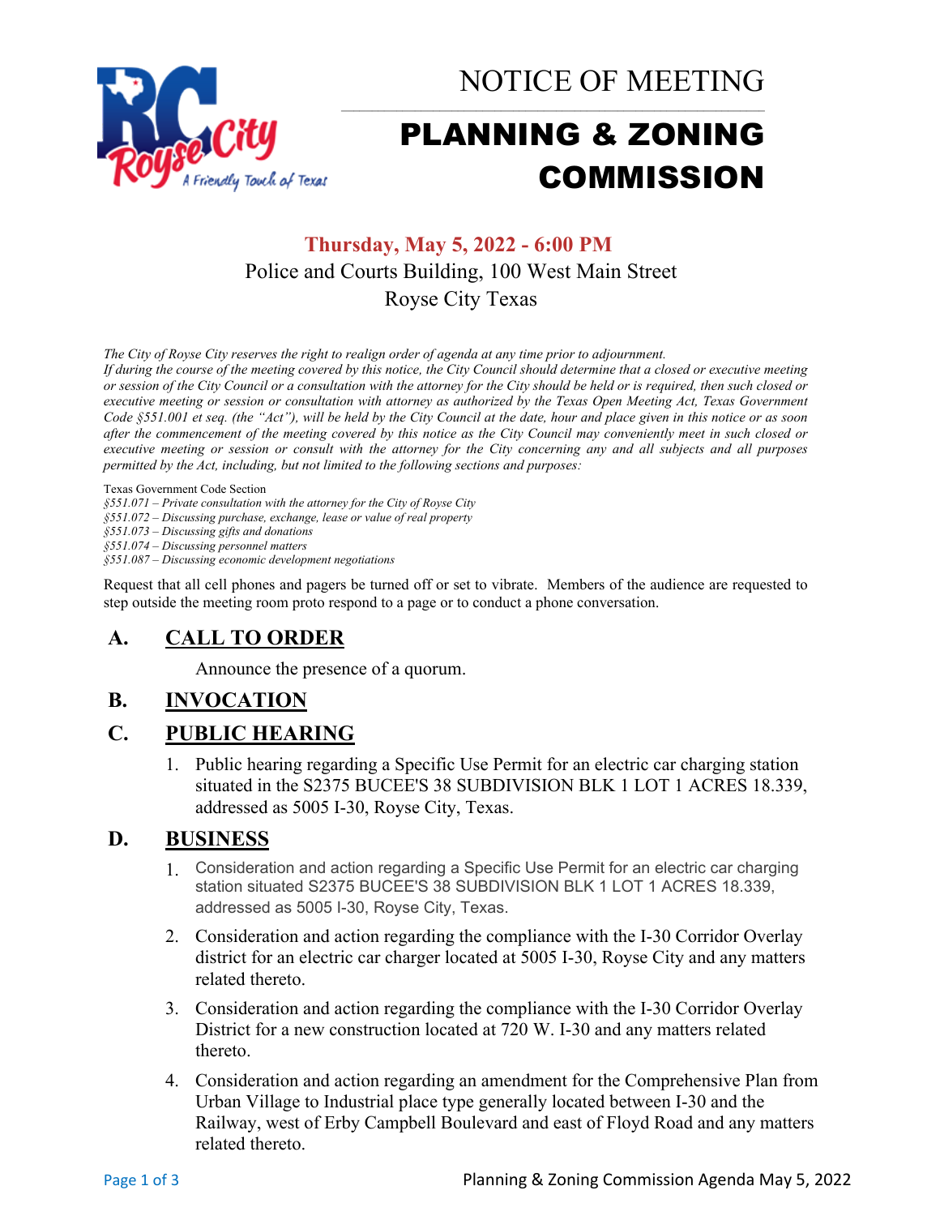# NOTICE OF MEETING

# PLANNING & ZONING COMMISSION

**Thursday, May 5, 2022 - 6:00 PM**
Police and Courts Building, 100 West Main Street
Royse City Texas

*The City of Royse City reserves the right to realign order of agenda at any time prior to adjournment.*
*If during the course of the meeting covered by this notice, the City Council should determine that a closed or executive meeting or session of the City Council or a consultation with the attorney for the City should be held or is required, then such closed or executive meeting or session or consultation with attorney as authorized by the Texas Open Meeting Act, Texas Government Code §551.001 et seq. (the "Act"), will be held by the City Council at the date, hour and place given in this notice or as soon after the commencement of the meeting covered by this notice as the City Council may conveniently meet in such closed or executive meeting or session or consult with the attorney for the City concerning any and all subjects and all purposes permitted by the Act, including, but not limited to the following sections and purposes:*

Texas Government Code Section
*§551.071 – Private consultation with the attorney for the City of Royse City*
*§551.072 – Discussing purchase, exchange, lease or value of real property*
*§551.073 – Discussing gifts and donations*
*§551.074 – Discussing personnel matters*
*§551.087 – Discussing economic development negotiations*

Request that all cell phones and pagers be turned off or set to vibrate. Members of the audience are requested to step outside the meeting room proto respond to a page or to conduct a phone conversation.

## A. CALL TO ORDER

Announce the presence of a quorum.

## B. INVOCATION

## C. PUBLIC HEARING

1. Public hearing regarding a Specific Use Permit for an electric car charging station situated in the S2375 BUCEE'S 38 SUBDIVISION BLK 1 LOT 1 ACRES 18.339, addressed as 5005 I-30, Royse City, Texas.

## D. BUSINESS

1. Consideration and action regarding a Specific Use Permit for an electric car charging station situated S2375 BUCEE'S 38 SUBDIVISION BLK 1 LOT 1 ACRES 18.339, addressed as 5005 I-30, Royse City, Texas.
2. Consideration and action regarding the compliance with the I-30 Corridor Overlay district for an electric car charger located at 5005 I-30, Royse City and any matters related thereto.
3. Consideration and action regarding the compliance with the I-30 Corridor Overlay District for a new construction located at 720 W. I-30 and any matters related thereto.
4. Consideration and action regarding an amendment for the Comprehensive Plan from Urban Village to Industrial place type generally located between I-30 and the Railway, west of Erby Campbell Boulevard and east of Floyd Road and any matters related thereto.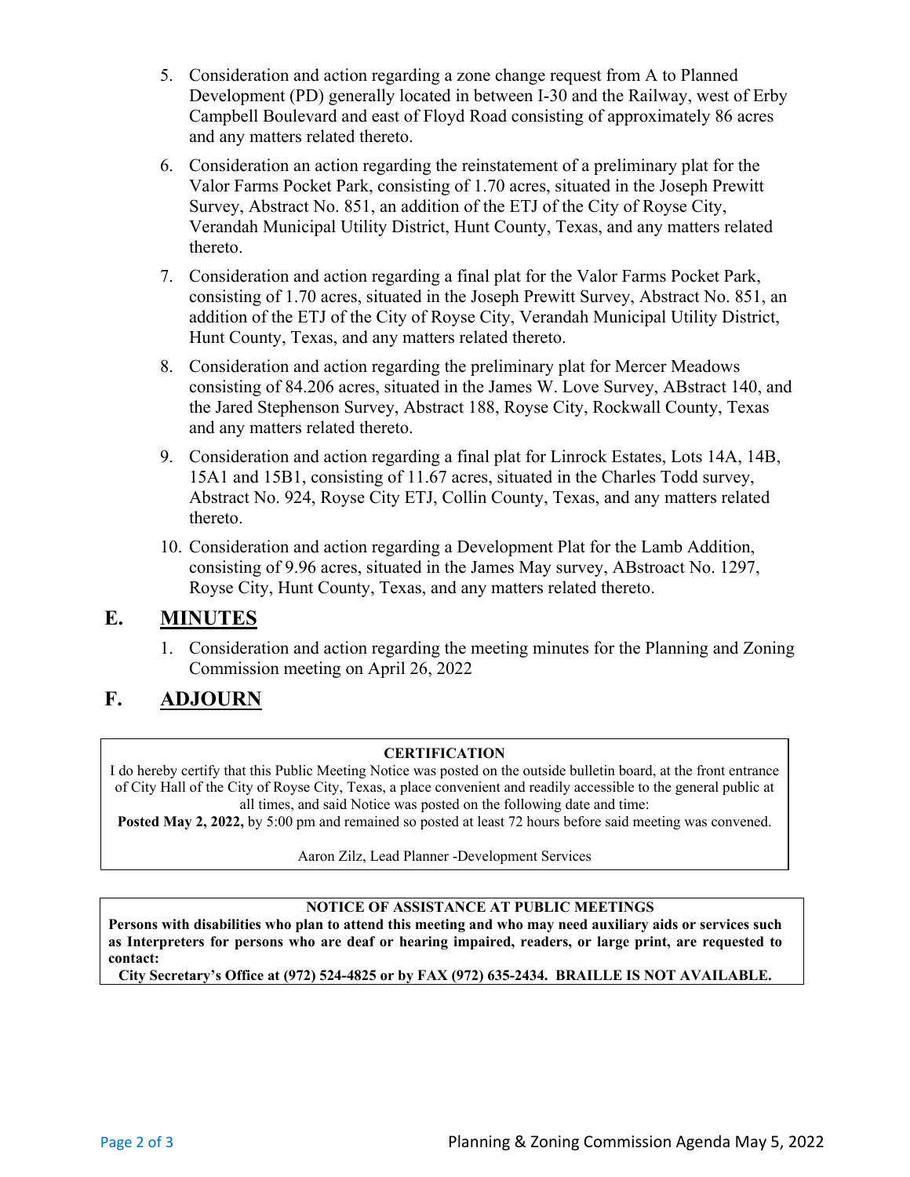5. Consideration and action regarding a zone change request from A to Planned Development (PD) generally located in between I-30 and the Railway, west of Erby Campbell Boulevard and east of Floyd Road consisting of approximately 86 acres and any matters related thereto.
6. Consideration an action regarding the reinstatement of a preliminary plat for the Valor Farms Pocket Park, consisting of 1.70 acres, situated in the Joseph Prewitt Survey, Abstract No. 851, an addition of the ETJ of the City of Royse City, Verandah Municipal Utility District, Hunt County, Texas, and any matters related thereto.
7. Consideration and action regarding a final plat for the Valor Farms Pocket Park, consisting of 1.70 acres, situated in the Joseph Prewitt Survey, Abstract No. 851, an addition of the ETJ of the City of Royse City, Verandah Municipal Utility District, Hunt County, Texas, and any matters related thereto.
8. Consideration and action regarding the preliminary plat for Mercer Meadows consisting of 84.206 acres, situated in the James W. Love Survey, ABstract 140, and the Jared Stephenson Survey, Abstract 188, Royse City, Rockwall County, Texas and any matters related thereto.
9. Consideration and action regarding a final plat for Linrock Estates, Lots 14A, 14B, 15A1 and 15B1, consisting of 11.67 acres, situated in the Charles Todd survey, Abstract No. 924, Royse City ETJ, Collin County, Texas, and any matters related thereto.
10. Consideration and action regarding a Development Plat for the Lamb Addition, consisting of 9.96 acres, situated in the James May survey, ABstroact No. 1297, Royse City, Hunt County, Texas, and any matters related thereto.

## E. MINUTES

1. Consideration and action regarding the meeting minutes for the Planning and Zoning Commission meeting on April 26, 2022

## F. ADJOURN

**CERTIFICATION**

I do hereby certify that this Public Meeting Notice was posted on the outside bulletin board, at the front entrance of City Hall of the City of Royse City, Texas, a place convenient and readily accessible to the general public at all times, and said Notice was posted on the following date and time:

**Posted May 2, 2022,** by 5:00 pm and remained so posted at least 72 hours before said meeting was convened.

Aaron Zilz, Lead Planner -Development Services

**NOTICE OF ASSISTANCE AT PUBLIC MEETINGS**

**Persons with disabilities who plan to attend this meeting and who may need auxiliary aids or services such as Interpreters for persons who are deaf or hearing impaired, readers, or large print, are requested to contact:**

**City Secretary's Office at (972) 524-4825 or by FAX (972) 635-2434. BRAILLE IS NOT AVAILABLE.**